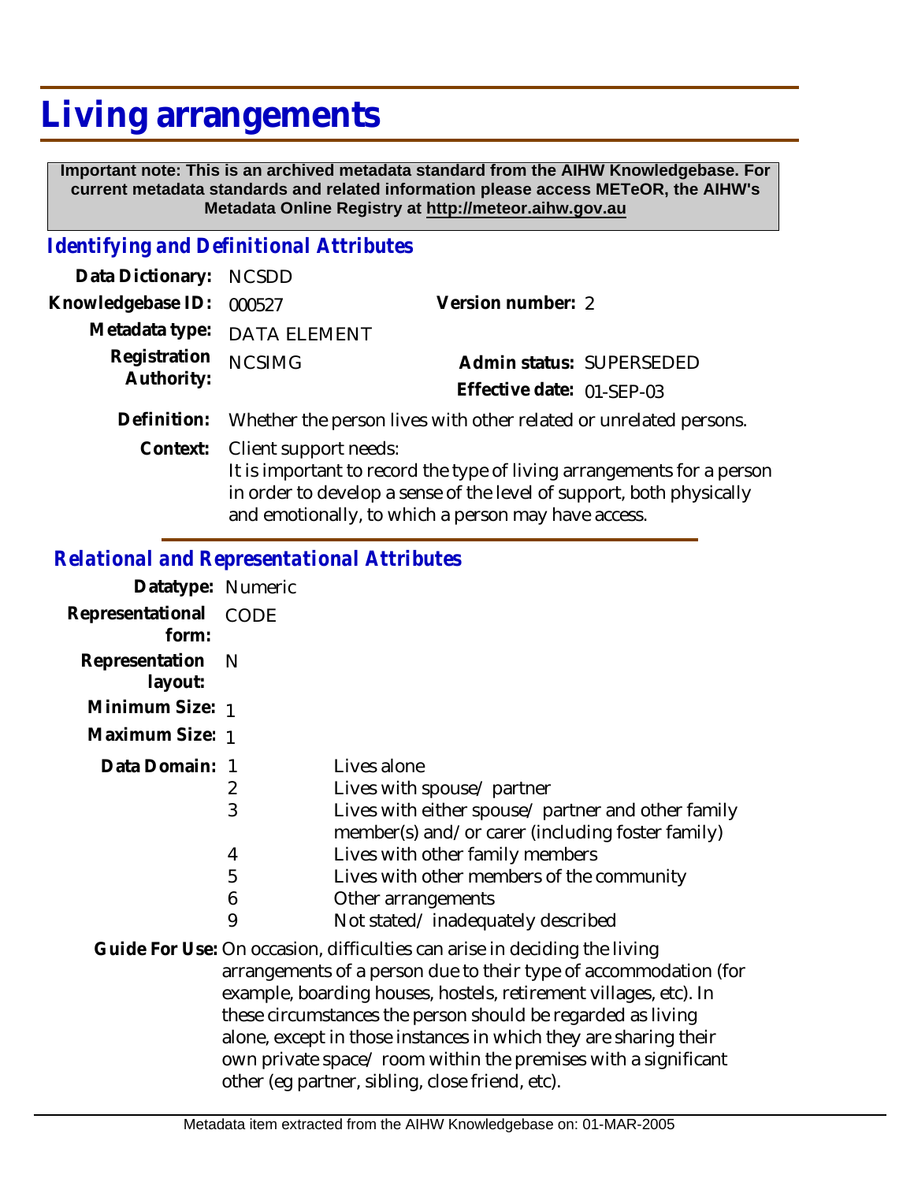# Living arrangements

**Important note: This is an archived metadata standard from the AIHW Knowledgebase. For current metadata standards and related information please access METeOR, the AIHW's Metadata Online Registry at http://meteor.aihw.gov.au**

## *Identifying and Definitional Attributes*

**Data Dictionary:** NCSDD

**Knowledgebase ID:** 000527 **Version number:** 2

**Metadata type:** DATA ELEMENT

**Registration Authority:** NCSIMG

**Admin status:** SUPERSEDED

**Effective date:** 01-SEP-03

**Definition:** Whether the person lives with other related or unrelated persons.

**Context:** Client support needs:
It is important to record the type of living arrangements for a person in order to develop a sense of the level of support, both physically and emotionally, to which a person may have access.

## *Relational and Representational Attributes*

**Datatype:** Numeric

**Representational form:** CODE

**Representation layout:** N

**Minimum Size:** 1

**Maximum Size:** 1

**Data Domain:**

| Code | Description |
|---|---|
| 1 | Lives alone |
| 2 | Lives with spouse/ partner |
| 3 | Lives with either spouse/ partner and other family member(s) and/or carer (including foster family) |
| 4 | Lives with other family members |
| 5 | Lives with other members of the community |
| 6 | Other arrangements |
| 9 | Not stated/ inadequately described |

**Guide For Use:** On occasion, difficulties can arise in deciding the living arrangements of a person due to their type of accommodation (for example, boarding houses, hostels, retirement villages, etc). In these circumstances the person should be regarded as living alone, except in those instances in which they are sharing their own private space/ room within the premises with a significant other (eg partner, sibling, close friend, etc).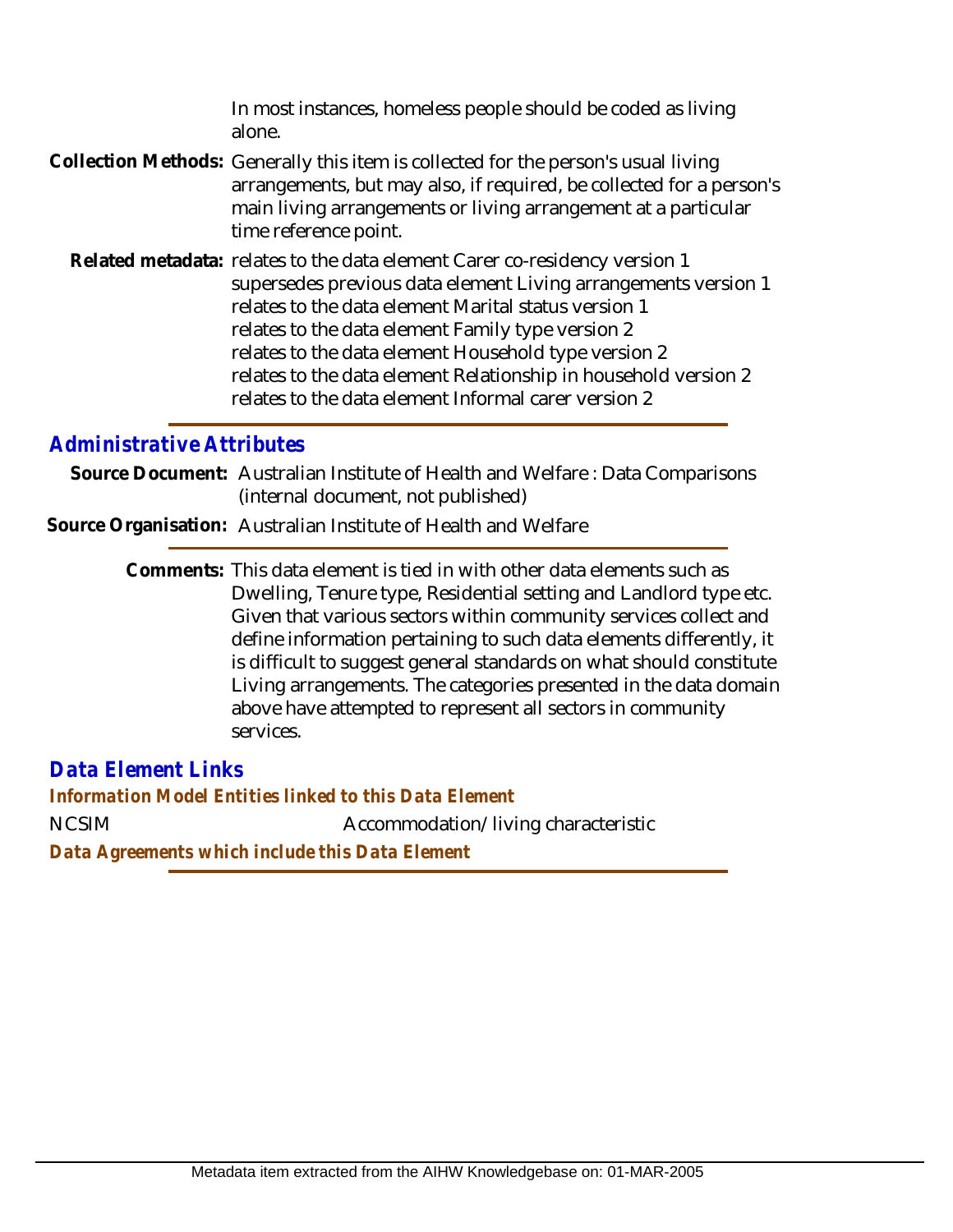In most instances, homeless people should be coded as living alone.

**Collection Methods:** Generally this item is collected for the person's usual living arrangements, but may also, if required, be collected for a person's main living arrangements or living arrangement at a particular time reference point.

**Related metadata:** relates to the data element Carer co-residency version 1
supersedes previous data element Living arrangements version 1
relates to the data element Marital status version 1
relates to the data element Family type version 2
relates to the data element Household type version 2
relates to the data element Relationship in household version 2
relates to the data element Informal carer version 2

## Administrative Attributes

**Source Document:** Australian Institute of Health and Welfare : Data Comparisons (internal document, not published)

**Source Organisation:** Australian Institute of Health and Welfare

**Comments:** This data element is tied in with other data elements such as Dwelling, Tenure type, Residential setting and Landlord type etc. Given that various sectors within community services collect and define information pertaining to such data elements differently, it is difficult to suggest general standards on what should constitute Living arrangements. The categories presented in the data domain above have attempted to represent all sectors in community services.

## Data Element Links

### Information Model Entities linked to this Data Element

NCSIM Accommodation/living characteristic

### Data Agreements which include this Data Element

Metadata item extracted from the AIHW Knowledgebase on: 01-MAR-2005